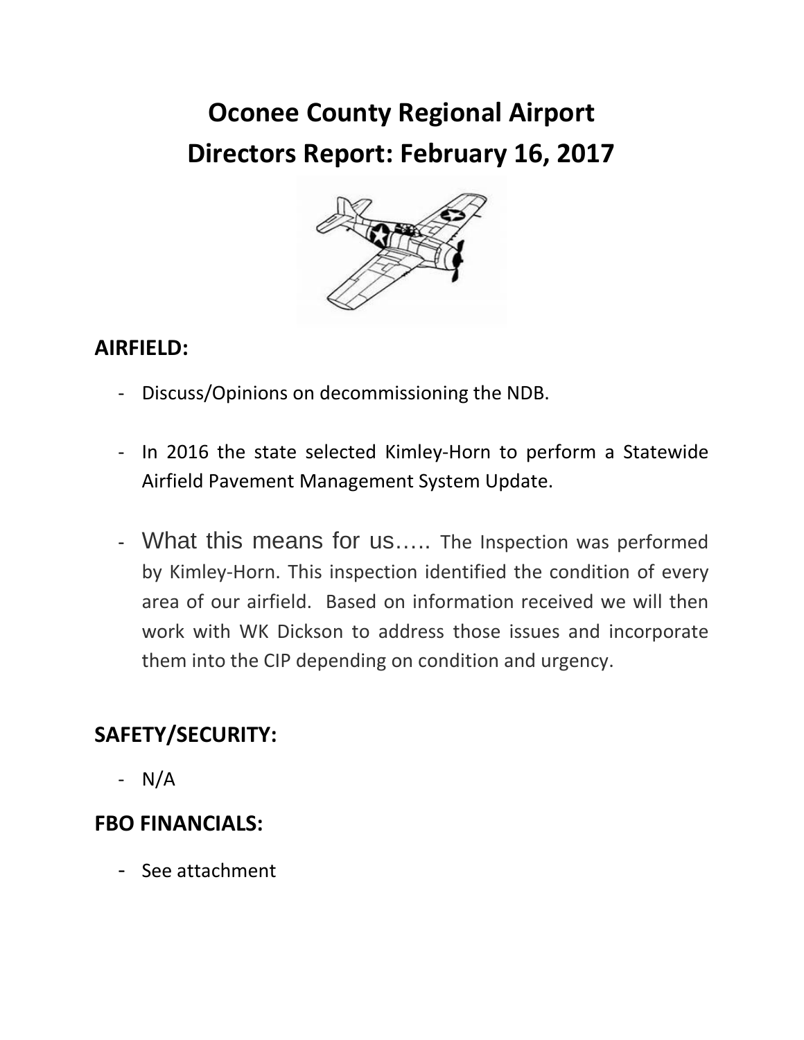# Oconee County Regional Airport
# Directors Report: February 16, 2017

## AIRFIELD:

- Discuss/Opinions on decommissioning the NDB.

- In 2016 the state selected Kimley-Horn to perform a Statewide Airfield Pavement Management System Update.

- What this means for us….. The Inspection was performed by Kimley-Horn. This inspection identified the condition of every area of our airfield. Based on information received we will then work with WK Dickson to address those issues and incorporate them into the CIP depending on condition and urgency.

## SAFETY/SECURITY:

- N/A

## FBO FINANCIALS:

- See attachment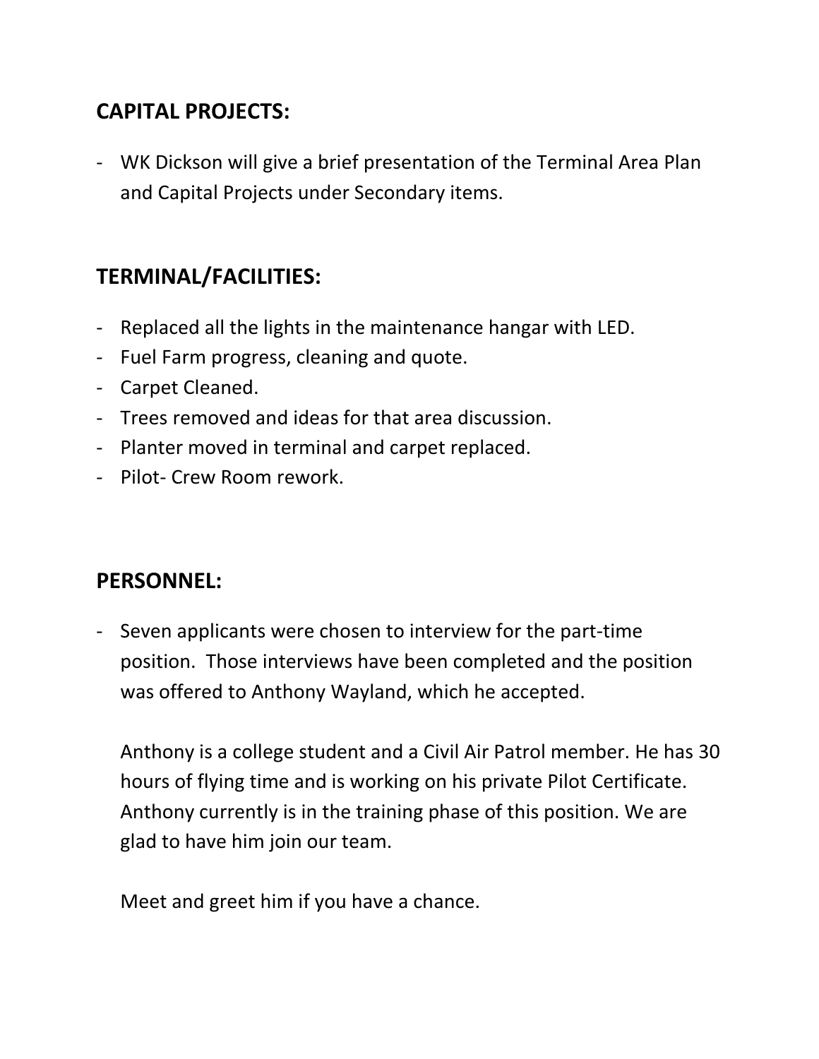## CAPITAL PROJECTS:

- WK Dickson will give a brief presentation of the Terminal Area Plan and Capital Projects under Secondary items.

## TERMINAL/FACILITIES:

- Replaced all the lights in the maintenance hangar with LED.
- Fuel Farm progress, cleaning and quote.
- Carpet Cleaned.
- Trees removed and ideas for that area discussion.
- Planter moved in terminal and carpet replaced.
- Pilot- Crew Room rework.

## PERSONNEL:

- Seven applicants were chosen to interview for the part-time position. Those interviews have been completed and the position was offered to Anthony Wayland, which he accepted.

  Anthony is a college student and a Civil Air Patrol member. He has 30 hours of flying time and is working on his private Pilot Certificate. Anthony currently is in the training phase of this position. We are glad to have him join our team.

  Meet and greet him if you have a chance.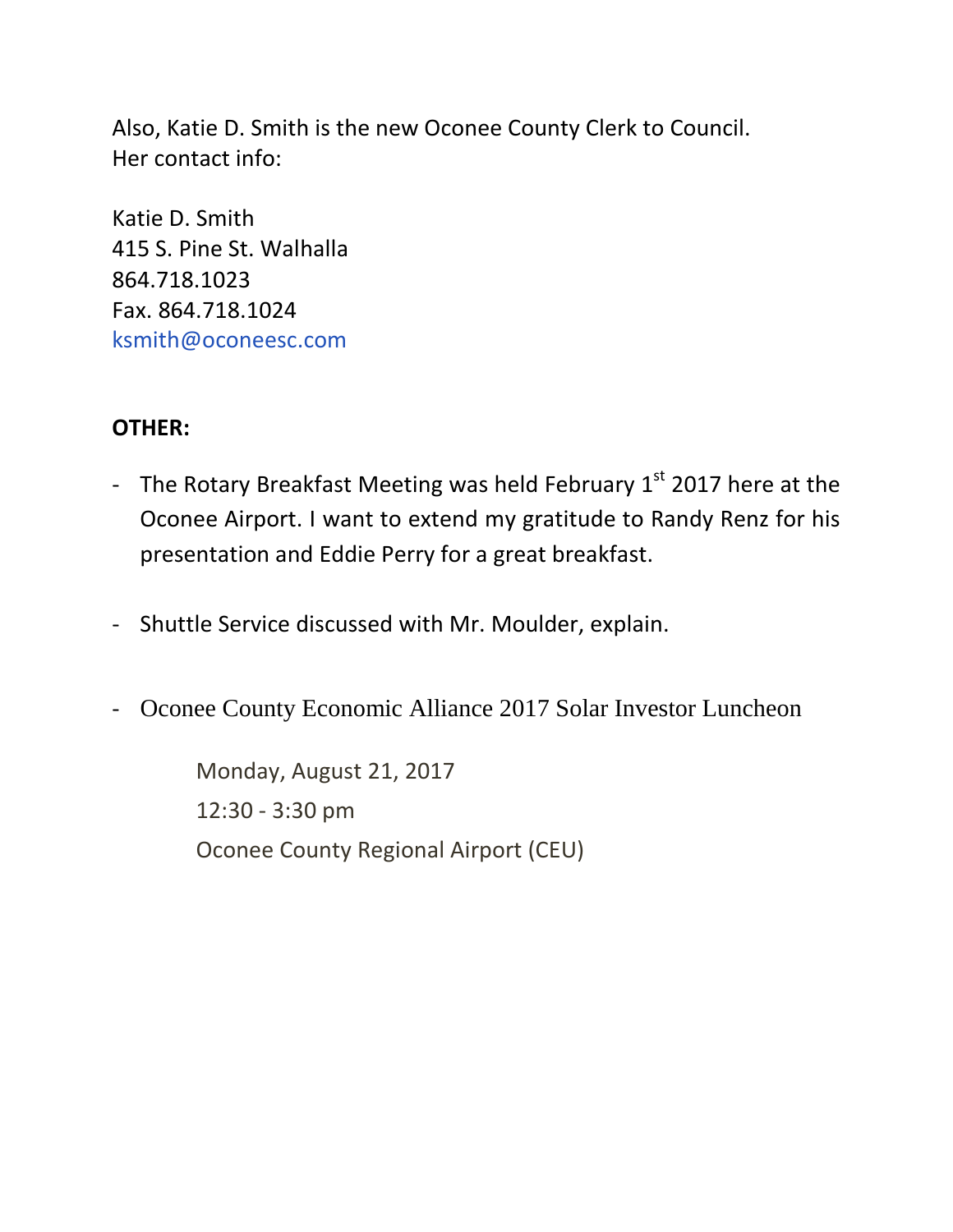Also, Katie D. Smith is the new Oconee County Clerk to Council.
Her contact info:

Katie D. Smith
415 S. Pine St. Walhalla
864.718.1023
Fax. 864.718.1024
ksmith@oconeesc.com

**OTHER:**

- The Rotary Breakfast Meeting was held February 1st 2017 here at the Oconee Airport. I want to extend my gratitude to Randy Renz for his presentation and Eddie Perry for a great breakfast.

- Shuttle Service discussed with Mr. Moulder, explain.

- Oconee County Economic Alliance 2017 Solar Investor Luncheon

  Monday, August 21, 2017
  12:30 - 3:30 pm
  Oconee County Regional Airport (CEU)